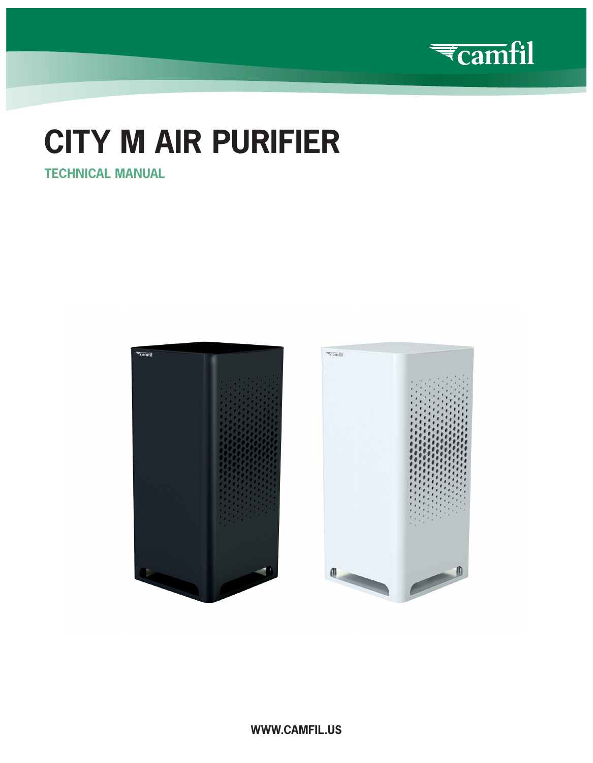# CITY M AIR PURIFIER

## TECHNICAL MANUAL

WWW.CAMFIL.US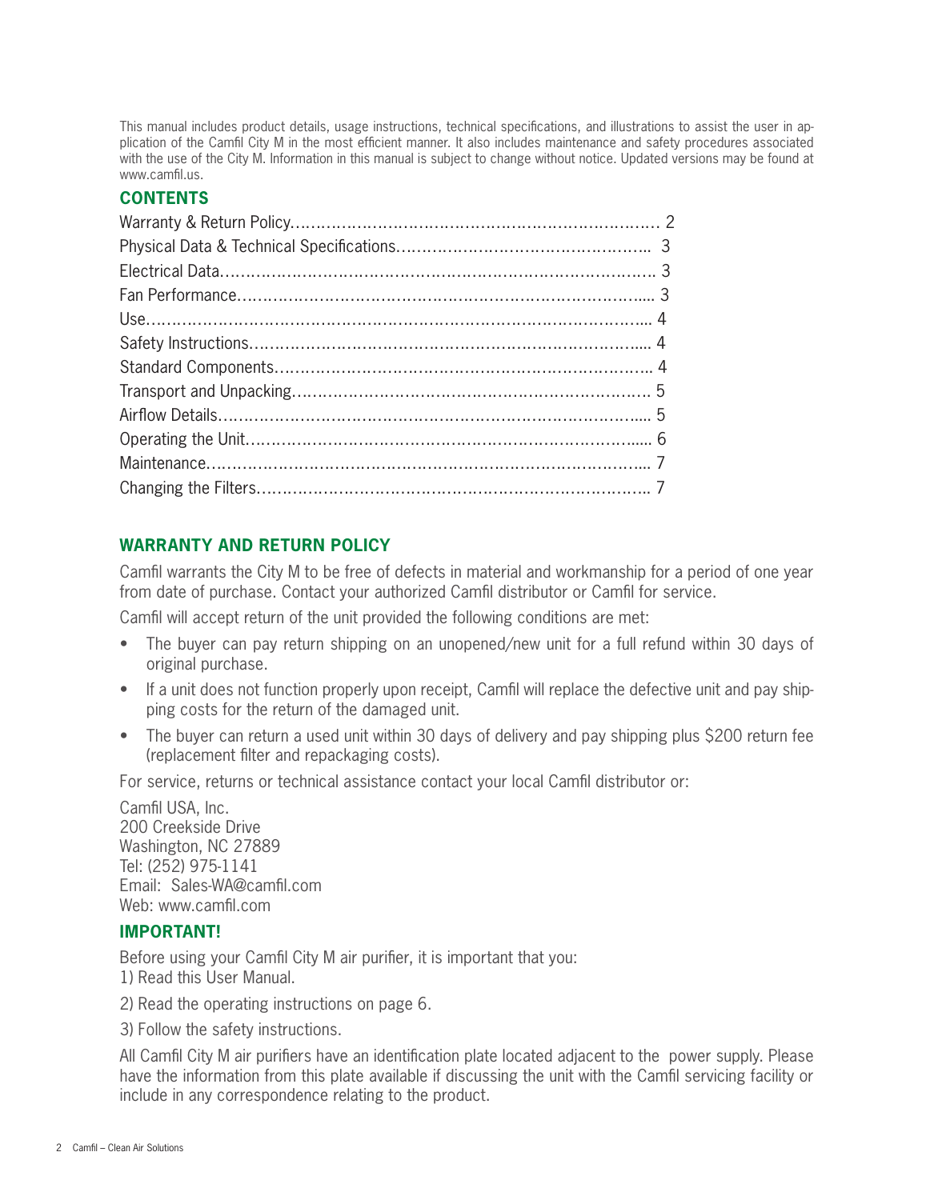This manual includes product details, usage instructions, technical specifications, and illustrations to assist the user in application of the Camfil City M in the most efficient manner. It also includes maintenance and safety procedures associated with the use of the City M. Information in this manual is subject to change without notice. Updated versions may be found at www.camfil.us.

## CONTENTS

| | |
|---|---|
| Warranty & Return Policy | 2 |
| Physical Data & Technical Specifications | 3 |
| Electrical Data | 3 |
| Fan Performance | 3 |
| Use | 4 |
| Safety Instructions | 4 |
| Standard Components | 4 |
| Transport and Unpacking | 5 |
| Airflow Details | 5 |
| Operating the Unit | 6 |
| Maintenance | 7 |
| Changing the Filters | 7 |

## WARRANTY AND RETURN POLICY

Camfil warrants the City M to be free of defects in material and workmanship for a period of one year from date of purchase. Contact your authorized Camfil distributor or Camfil for service.

Camfil will accept return of the unit provided the following conditions are met:

- The buyer can pay return shipping on an unopened/new unit for a full refund within 30 days of original purchase.
- If a unit does not function properly upon receipt, Camfil will replace the defective unit and pay shipping costs for the return of the damaged unit.
- The buyer can return a used unit within 30 days of delivery and pay shipping plus $200 return fee (replacement filter and repackaging costs).

For service, returns or technical assistance contact your local Camfil distributor or:

Camfil USA, Inc.
200 Creekside Drive
Washington, NC 27889
Tel: (252) 975-1141
Email: Sales-WA@camfil.com
Web: www.camfil.com

## IMPORTANT!

Before using your Camfil City M air purifier, it is important that you:

1) Read this User Manual.

2) Read the operating instructions on page 6.

3) Follow the safety instructions.

All Camfil City M air purifiers have an identification plate located adjacent to the power supply. Please have the information from this plate available if discussing the unit with the Camfil servicing facility or include in any correspondence relating to the product.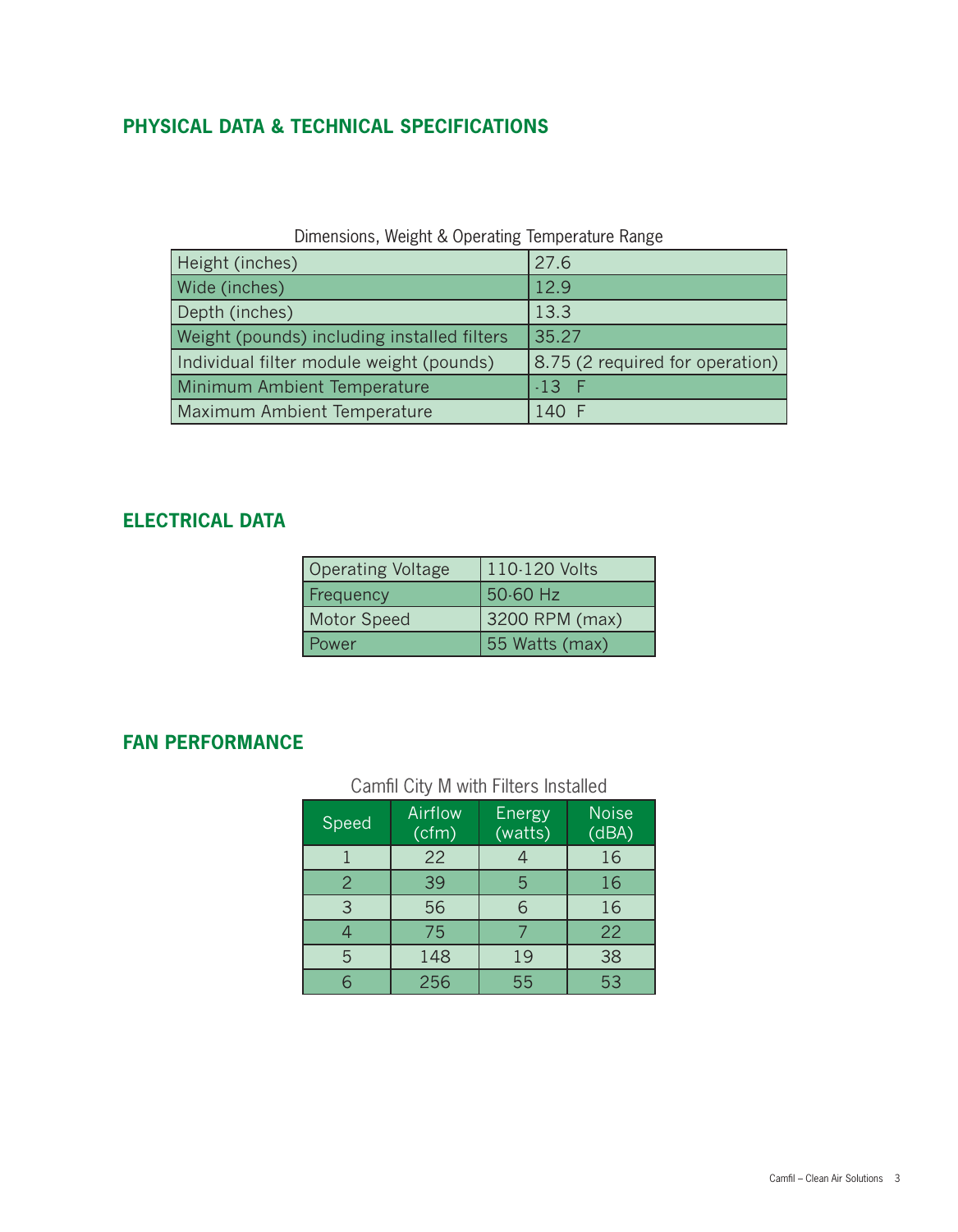## PHYSICAL DATA & TECHNICAL SPECIFICATIONS

Dimensions, Weight & Operating Temperature Range

| | |
|---|---|
| Height (inches) | 27.6 |
| Wide (inches) | 12.9 |
| Depth (inches) | 13.3 |
| Weight (pounds) including installed filters | 35.27 |
| Individual filter module weight (pounds) | 8.75 (2 required for operation) |
| Minimum Ambient Temperature | -13 F |
| Maximum Ambient Temperature | 140 F |

## ELECTRICAL DATA

| | |
|---|---|
| Operating Voltage | 110-120 Volts |
| Frequency | 50-60 Hz |
| Motor Speed | 3200 RPM (max) |
| Power | 55 Watts (max) |

## FAN PERFORMANCE

Camfil City M with Filters Installed

| Speed | Airflow (cfm) | Energy (watts) | Noise (dBA) |
|---|---|---|---|
| 1 | 22 | 4 | 16 |
| 2 | 39 | 5 | 16 |
| 3 | 56 | 6 | 16 |
| 4 | 75 | 7 | 22 |
| 5 | 148 | 19 | 38 |
| 6 | 256 | 55 | 53 |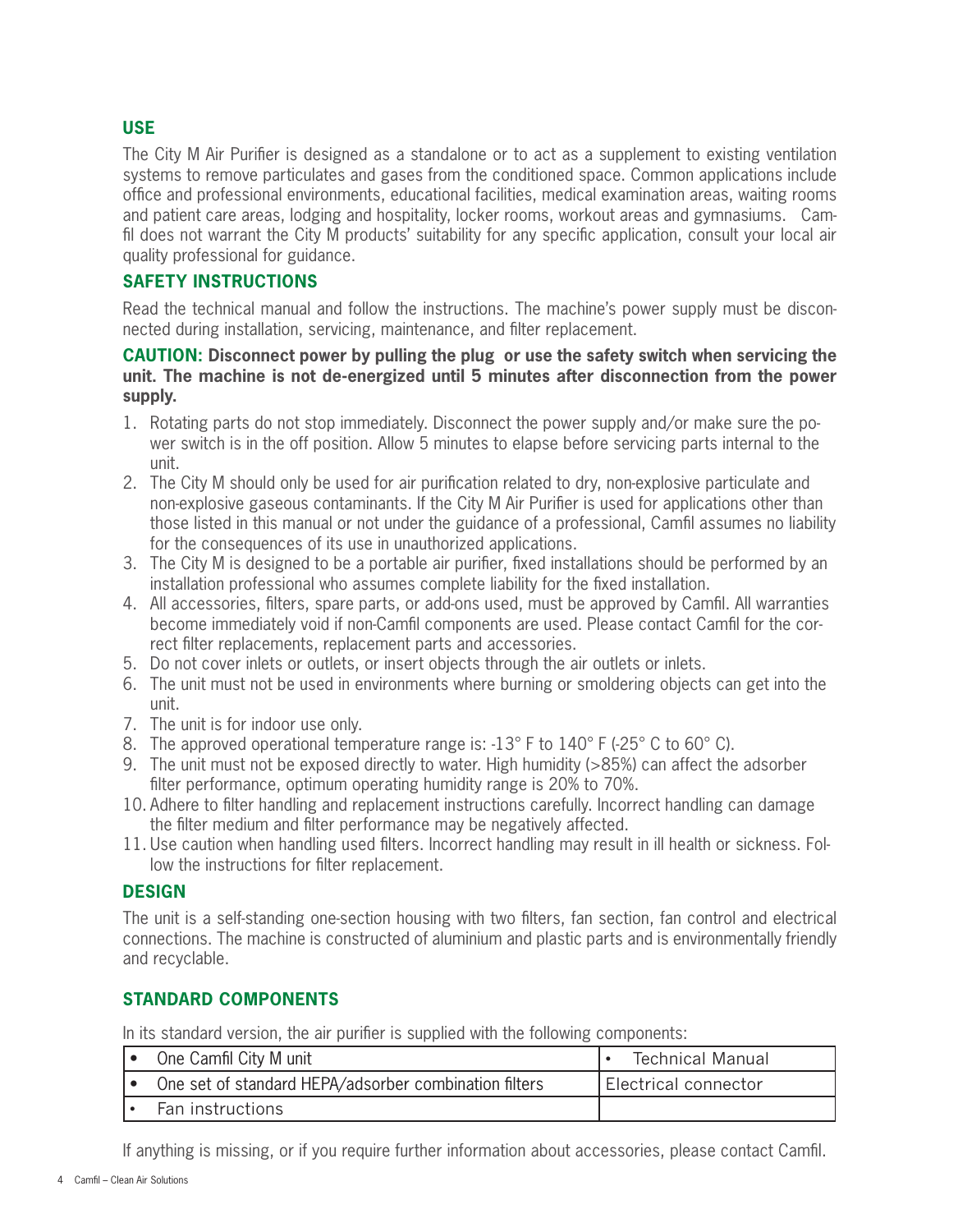## USE

The City M Air Purifier is designed as a standalone or to act as a supplement to existing ventilation systems to remove particulates and gases from the conditioned space. Common applications include office and professional environments, educational facilities, medical examination areas, waiting rooms and patient care areas, lodging and hospitality, locker rooms, workout areas and gymnasiums. Camfil does not warrant the City M products' suitability for any specific application, consult your local air quality professional for guidance.

## SAFETY INSTRUCTIONS

Read the technical manual and follow the instructions. The machine's power supply must be disconnected during installation, servicing, maintenance, and filter replacement.

**CAUTION: Disconnect power by pulling the plug or use the safety switch when servicing the unit. The machine is not de-energized until 5 minutes after disconnection from the power supply.**

1. Rotating parts do not stop immediately. Disconnect the power supply and/or make sure the power switch is in the off position. Allow 5 minutes to elapse before servicing parts internal to the unit.
2. The City M should only be used for air purification related to dry, non-explosive particulate and non-explosive gaseous contaminants. If the City M Air Purifier is used for applications other than those listed in this manual or not under the guidance of a professional, Camfil assumes no liability for the consequences of its use in unauthorized applications.
3. The City M is designed to be a portable air purifier, fixed installations should be performed by an installation professional who assumes complete liability for the fixed installation.
4. All accessories, filters, spare parts, or add-ons used, must be approved by Camfil. All warranties become immediately void if non-Camfil components are used. Please contact Camfil for the correct filter replacements, replacement parts and accessories.
5. Do not cover inlets or outlets, or insert objects through the air outlets or inlets.
6. The unit must not be used in environments where burning or smoldering objects can get into the unit.
7. The unit is for indoor use only.
8. The approved operational temperature range is: -13° F to 140° F (-25° C to 60° C).
9. The unit must not be exposed directly to water. High humidity (>85%) can affect the adsorber filter performance, optimum operating humidity range is 20% to 70%.
10. Adhere to filter handling and replacement instructions carefully. Incorrect handling can damage the filter medium and filter performance may be negatively affected.
11. Use caution when handling used filters. Incorrect handling may result in ill health or sickness. Follow the instructions for filter replacement.

## DESIGN

The unit is a self-standing one-section housing with two filters, fan section, fan control and electrical connections. The machine is constructed of aluminium and plastic parts and is environmentally friendly and recyclable.

## STANDARD COMPONENTS

In its standard version, the air purifier is supplied with the following components:

| | |
|---|---|
| • One Camfil City M unit | • Technical Manual |
| • One set of standard HEPA/adsorber combination filters | Electrical connector |
| • Fan instructions | |

If anything is missing, or if you require further information about accessories, please contact Camfil.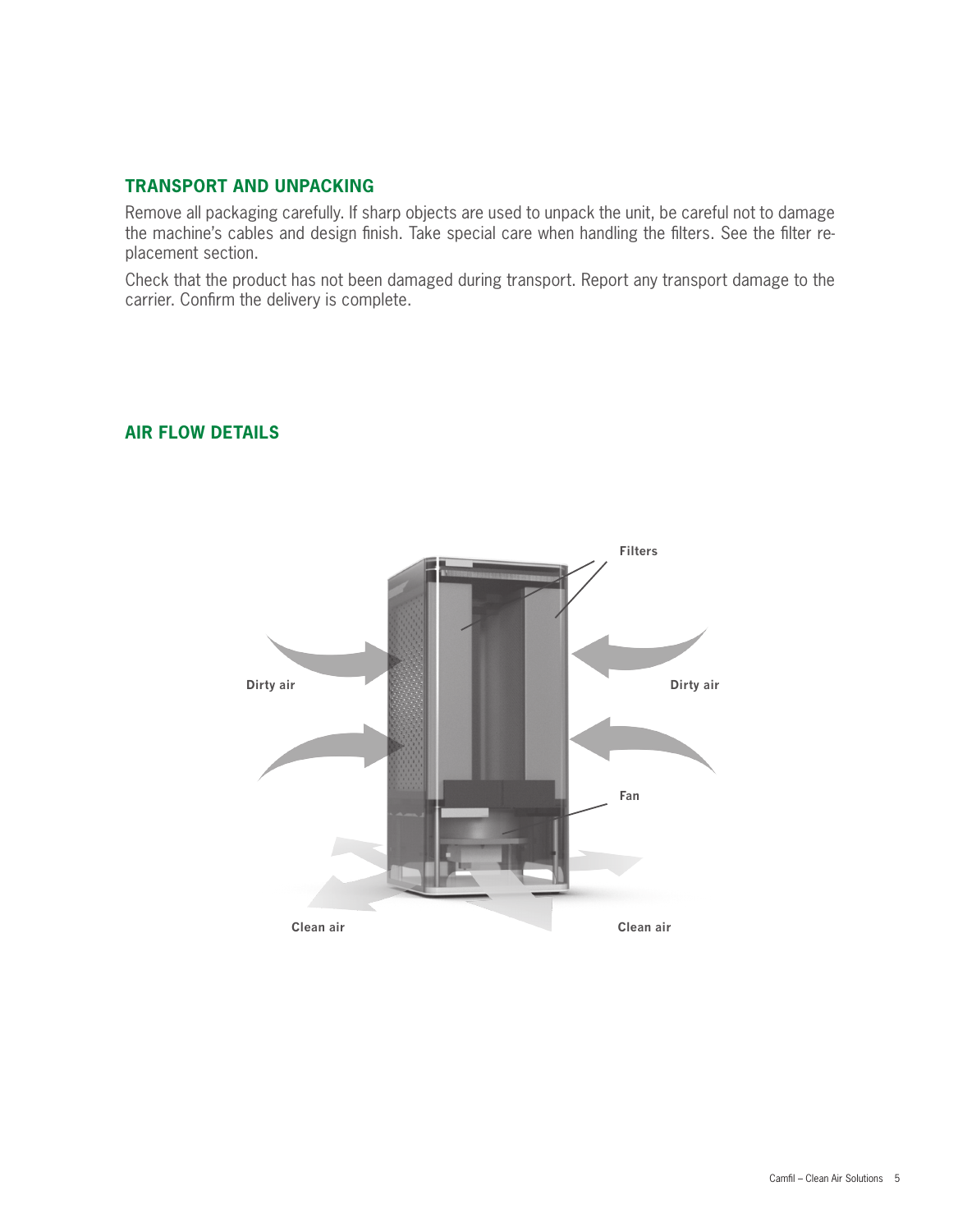## TRANSPORT AND UNPACKING

Remove all packaging carefully. If sharp objects are used to unpack the unit, be careful not to damage the machine's cables and design finish. Take special care when handling the filters. See the filter replacement section.

Check that the product has not been damaged during transport. Report any transport damage to the carrier. Confirm the delivery is complete.

## AIR FLOW DETAILS

Filters

Dirty air

Dirty air

Fan

Clean air

Clean air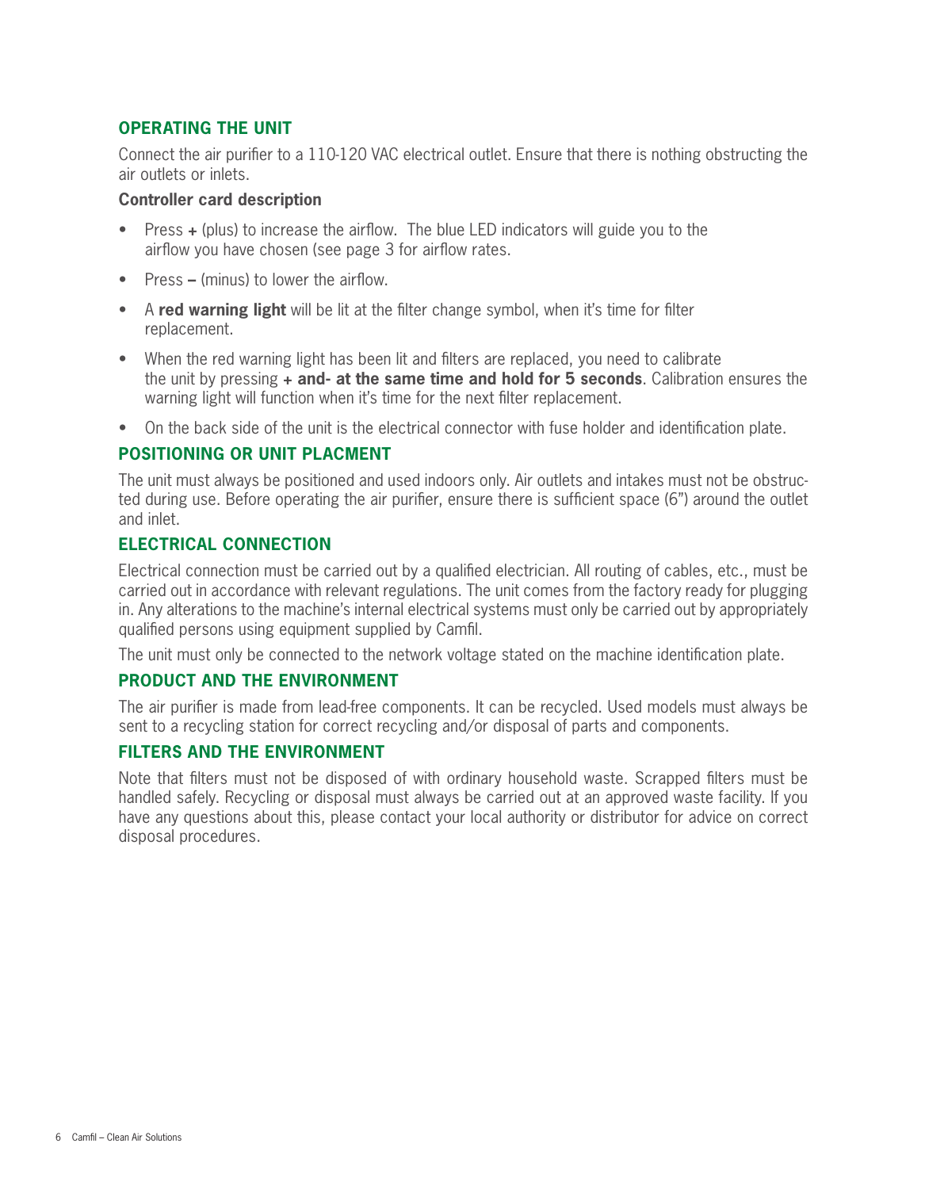## OPERATING THE UNIT

Connect the air purifier to a 110-120 VAC electrical outlet. Ensure that there is nothing obstructing the air outlets or inlets.

### Controller card description

- Press **+** (plus) to increase the airflow. The blue LED indicators will guide you to the airflow you have chosen (see page 3 for airflow rates.
- Press **–** (minus) to lower the airflow.
- A **red warning light** will be lit at the filter change symbol, when it's time for filter replacement.
- When the red warning light has been lit and filters are replaced, you need to calibrate the unit by pressing **+ and- at the same time and hold for 5 seconds**. Calibration ensures the warning light will function when it's time for the next filter replacement.
- On the back side of the unit is the electrical connector with fuse holder and identification plate.

## POSITIONING OR UNIT PLACMENT

The unit must always be positioned and used indoors only. Air outlets and intakes must not be obstructed during use. Before operating the air purifier, ensure there is sufficient space (6") around the outlet and inlet.

## ELECTRICAL CONNECTION

Electrical connection must be carried out by a qualified electrician. All routing of cables, etc., must be carried out in accordance with relevant regulations. The unit comes from the factory ready for plugging in. Any alterations to the machine's internal electrical systems must only be carried out by appropriately qualified persons using equipment supplied by Camfil.

The unit must only be connected to the network voltage stated on the machine identification plate.

## PRODUCT AND THE ENVIRONMENT

The air purifier is made from lead-free components. It can be recycled. Used models must always be sent to a recycling station for correct recycling and/or disposal of parts and components.

## FILTERS AND THE ENVIRONMENT

Note that filters must not be disposed of with ordinary household waste. Scrapped filters must be handled safely. Recycling or disposal must always be carried out at an approved waste facility. If you have any questions about this, please contact your local authority or distributor for advice on correct disposal procedures.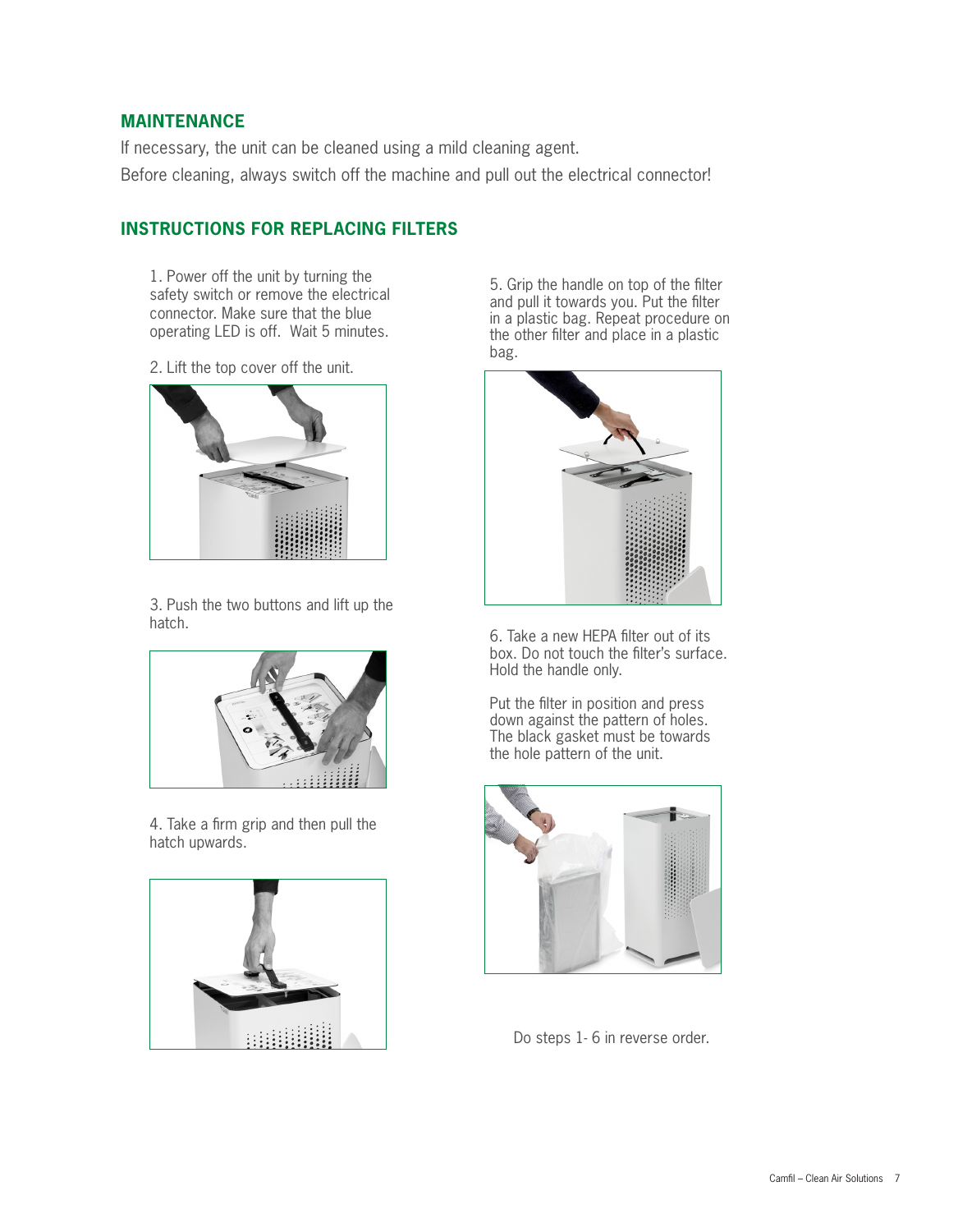## MAINTENANCE

If necessary, the unit can be cleaned using a mild cleaning agent.

Before cleaning, always switch off the machine and pull out the electrical connector!

## INSTRUCTIONS FOR REPLACING FILTERS

1. Power off the unit by turning the safety switch or remove the electrical connector. Make sure that the blue operating LED is off. Wait 5 minutes.

2. Lift the top cover off the unit.

3. Push the two buttons and lift up the hatch.

4. Take a firm grip and then pull the hatch upwards.

5. Grip the handle on top of the filter and pull it towards you. Put the filter in a plastic bag. Repeat procedure on the other filter and place in a plastic bag.

6. Take a new HEPA filter out of its box. Do not touch the filter's surface. Hold the handle only.

Put the filter in position and press down against the pattern of holes. The black gasket must be towards the hole pattern of the unit.

Do steps 1- 6 in reverse order.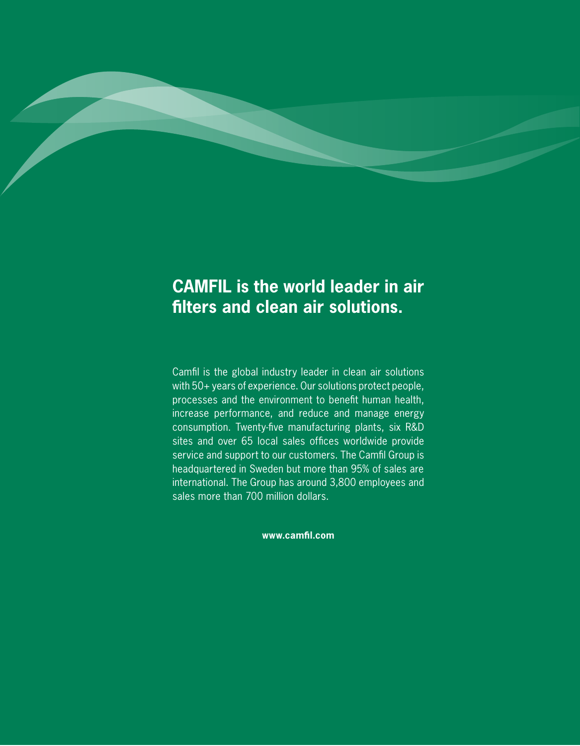## CAMFIL is the world leader in air filters and clean air solutions.

Camfil is the global industry leader in clean air solutions with 50+ years of experience. Our solutions protect people, processes and the environment to benefit human health, increase performance, and reduce and manage energy consumption. Twenty-five manufacturing plants, six R&D sites and over 65 local sales offices worldwide provide service and support to our customers. The Camfil Group is headquartered in Sweden but more than 95% of sales are international. The Group has around 3,800 employees and sales more than 700 million dollars.

**www.camfil.com**